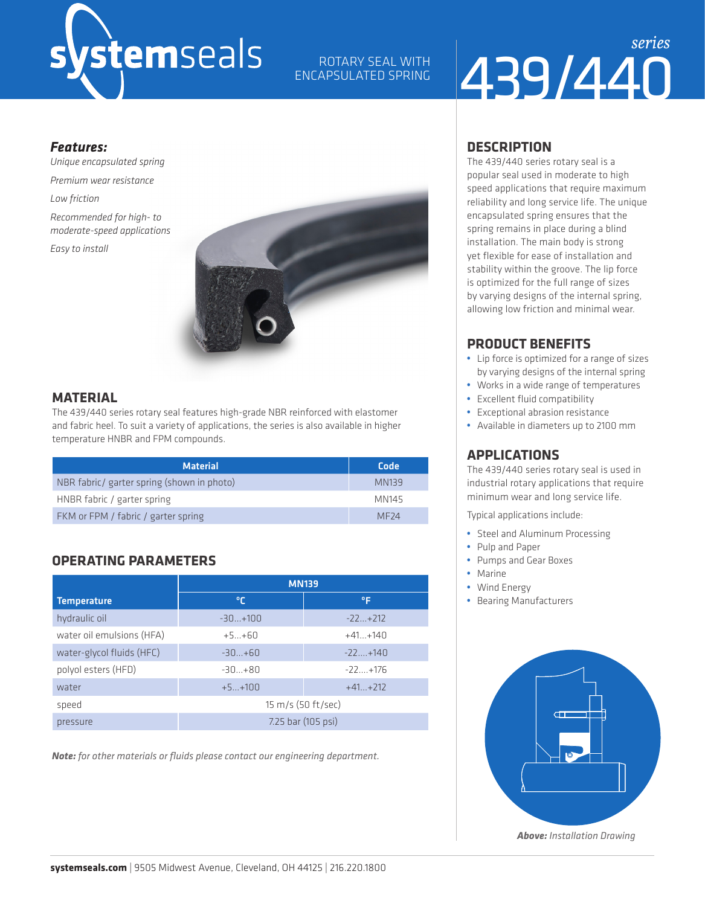# systemseals

ROTARY SEAL WITH ENCAPSULATED SPRING

*series* **439/440**

***Features:***

*Unique encapsulated spring*

*Premium wear resistance*

*Low friction*

*Recommended for high- to moderate-speed applications*

*Easy to install*

## MATERIAL

The 439/440 series rotary seal features high-grade NBR reinforced with elastomer and fabric heel. To suit a variety of applications, the series is also available in higher temperature HNBR and FPM compounds.

| Material | Code |
| --- | --- |
| NBR fabric/ garter spring (shown in photo) | MN139 |
| HNBR fabric / garter spring | MN145 |
| FKM or FPM / fabric / garter spring | MF24 |

## OPERATING PARAMETERS

| | MN139 | |
| --- | --- | --- |
| **Temperature** | **°C** | **°F** |
| hydraulic oil | -30...+100 | -22...+212 |
| water oil emulsions (HFA) | +5...+60 | +41...+140 |
| water-glycol fluids (HFC) | -30...+60 | -22....+140 |
| polyol esters (HFD) | -30...+80 | -22....+176 |
| water | +5...+100 | +41...+212 |
| speed | 15 m/s (50 ft/sec) | |
| pressure | 7.25 bar (105 psi) | |

***Note:*** *for other materials or fluids please contact our engineering department.*

## DESCRIPTION

The 439/440 series rotary seal is a popular seal used in moderate to high speed applications that require maximum reliability and long service life. The unique encapsulated spring ensures that the spring remains in place during a blind installation. The main body is strong yet flexible for ease of installation and stability within the groove. The lip force is optimized for the full range of sizes by varying designs of the internal spring, allowing low friction and minimal wear.

## PRODUCT BENEFITS

- Lip force is optimized for a range of sizes by varying designs of the internal spring
- Works in a wide range of temperatures
- Excellent fluid compatibility
- Exceptional abrasion resistance
- Available in diameters up to 2100 mm

## APPLICATIONS

The 439/440 series rotary seal is used in industrial rotary applications that require minimum wear and long service life.

Typical applications include:

- Steel and Aluminum Processing
- Pulp and Paper
- Pumps and Gear Boxes
- Marine
- Wind Energy
- Bearing Manufacturers

***Above:*** *Installation Drawing*

**systemseals.com** | 9505 Midwest Avenue, Cleveland, OH 44125 | 216.220.1800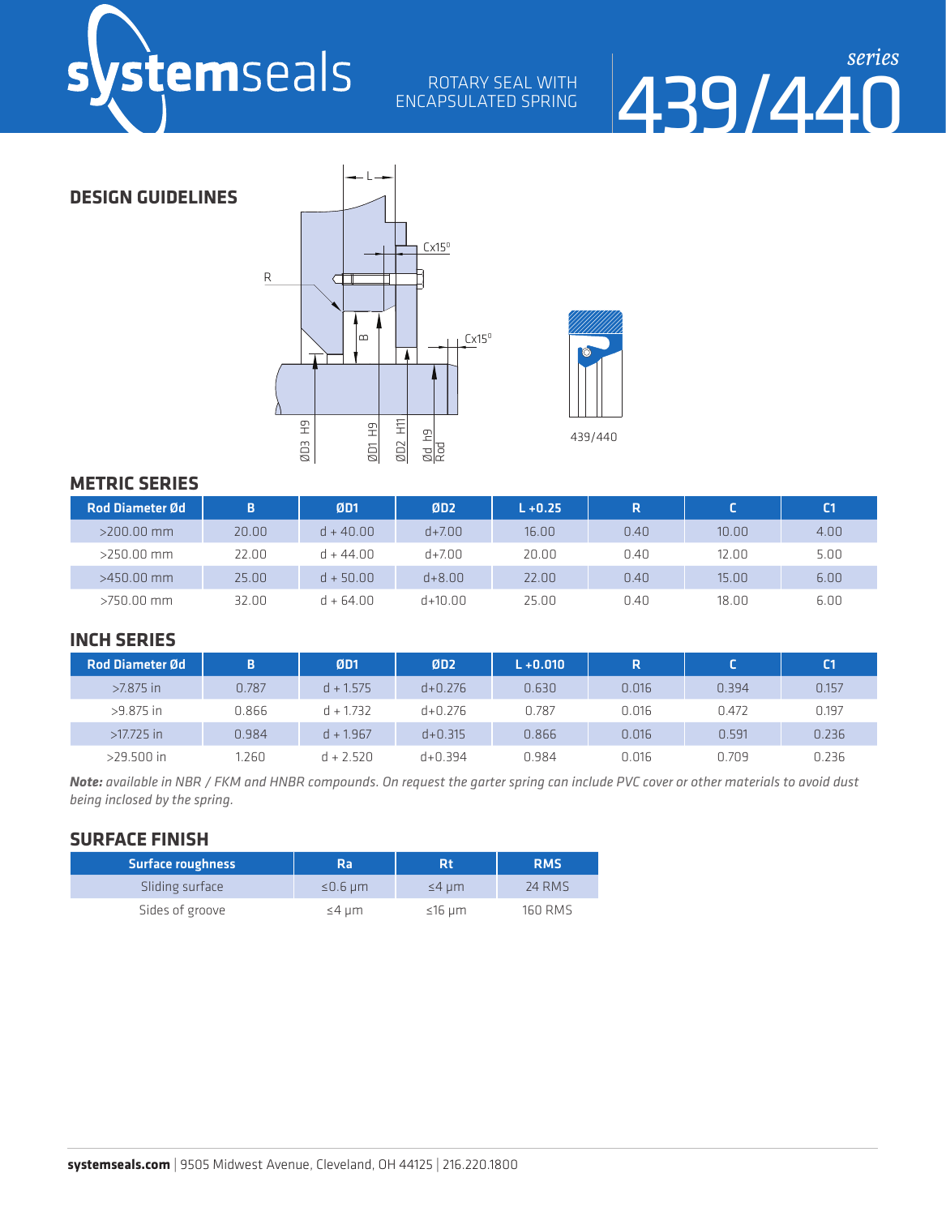ROTARY SEAL WITH ENCAPSULATED SPRING

series 439/440

## DESIGN GUIDELINES

L

Cx15°

R

B

Cx15°

ØD3 H9

ØD1 H9

ØD2 H11

Ød h9 Rod

439/440

## METRIC SERIES

| Rod Diameter Ød | B | ØD1 | ØD2 | L +0.25 | R | C | C1 |
|---|---|---|---|---|---|---|---|
| >200.00 mm | 20.00 | d + 40.00 | d+7.00 | 16.00 | 0.40 | 10.00 | 4.00 |
| >250.00 mm | 22.00 | d + 44.00 | d+7.00 | 20.00 | 0.40 | 12.00 | 5.00 |
| >450.00 mm | 25.00 | d + 50.00 | d+8.00 | 22.00 | 0.40 | 15.00 | 6.00 |
| >750.00 mm | 32.00 | d + 64.00 | d+10.00 | 25.00 | 0.40 | 18.00 | 6.00 |

## INCH SERIES

| Rod Diameter Ød | B | ØD1 | ØD2 | L +0.010 | R | C | C1 |
|---|---|---|---|---|---|---|---|
| >7.875 in | 0.787 | d + 1.575 | d+0.276 | 0.630 | 0.016 | 0.394 | 0.157 |
| >9.875 in | 0.866 | d + 1.732 | d+0.276 | 0.787 | 0.016 | 0.472 | 0.197 |
| >17.725 in | 0.984 | d + 1.967 | d+0.315 | 0.866 | 0.016 | 0.591 | 0.236 |
| >29.500 in | 1.260 | d + 2.520 | d+0.394 | 0.984 | 0.016 | 0.709 | 0.236 |

***Note:*** *available in NBR / FKM and HNBR compounds. On request the garter spring can include PVC cover or other materials to avoid dust being inclosed by the spring.*

## SURFACE FINISH

| Surface roughness | Ra | Rt | RMS |
|---|---|---|---|
| Sliding surface | ≤0.6 µm | ≤4 µm | 24 RMS |
| Sides of groove | ≤4 µm | ≤16 µm | 160 RMS |

**systemseals.com** | 9505 Midwest Avenue, Cleveland, OH 44125 | 216.220.1800